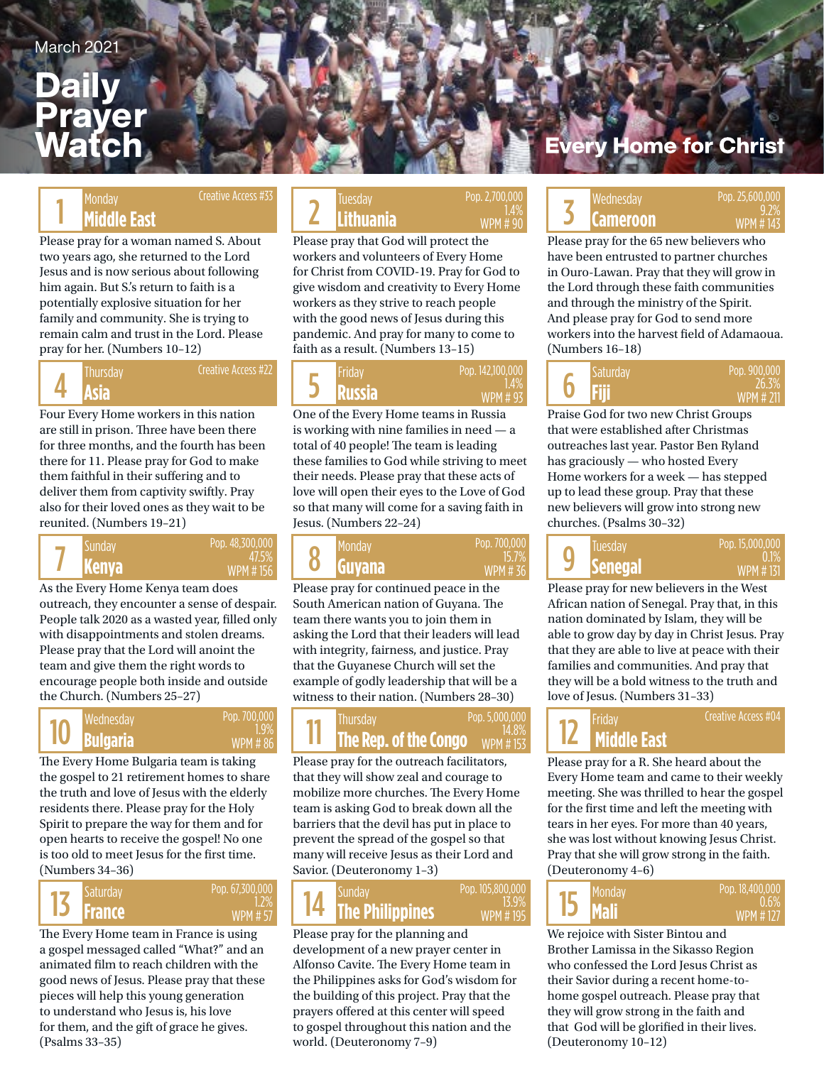March 2021

# Daily Prayer Watch

Every Home for Christ

## 1 Monday — Middle East

Creative Access #33

Please pray for a woman named S. About two years ago, she returned to the Lord Jesus and is now serious about following him again. But S.'s return to faith is a potentially explosive situation for her family and community. She is trying to remain calm and trust in the Lord. Please pray for her. (Numbers 10–12)

## 2 Tuesday — Lithuania

Pop. 2,700,000
1.4%
WPM # 90

Please pray that God will protect the workers and volunteers of Every Home for Christ from COVID-19. Pray for God to give wisdom and creativity to Every Home workers as they strive to reach people with the good news of Jesus during this pandemic. And pray for many to come to faith as a result. (Numbers 13–15)

## 3 Wednesday — Cameroon

Pop. 25,600,000
9.2%
WPM # 143

Please pray for the 65 new believers who have been entrusted to partner churches in Ouro-Lawan. Pray that they will grow in the Lord through these faith communities and through the ministry of the Spirit. And please pray for God to send more workers into the harvest field of Adamaoua. (Numbers 16–18)

## 4 Thursday — Asia

Creative Access #22

Four Every Home workers in this nation are still in prison. Three have been there for three months, and the fourth has been there for 11. Please pray for God to make them faithful in their suffering and to deliver them from captivity swiftly. Pray also for their loved ones as they wait to be reunited. (Numbers 19–21)

## 5 Friday — Russia

Pop. 142,100,000
1.4%
WPM # 93

One of the Every Home teams in Russia is working with nine families in need — a total of 40 people! The team is leading these families to God while striving to meet their needs. Please pray that these acts of love will open their eyes to the Love of God so that many will come for a saving faith in Jesus. (Numbers 22–24)

## 6 Saturday — Fiji

Pop. 900,000
26.3%
WPM # 211

Praise God for two new Christ Groups that were established after Christmas outreaches last year. Pastor Ben Ryland has graciously — who hosted Every Home workers for a week — has stepped up to lead these group. Pray that these new believers will grow into strong new churches. (Psalms 30–32)

## 7 Sunday — Kenya

Pop. 48,300,000
47.5%
WPM # 156

As the Every Home Kenya team does outreach, they encounter a sense of despair. People talk 2020 as a wasted year, filled only with disappointments and stolen dreams. Please pray that the Lord will anoint the team and give them the right words to encourage people both inside and outside the Church. (Numbers 25–27)

## 8 Monday — Guyana

Pop. 700,000
15.7%
WPM # 36

Please pray for continued peace in the South American nation of Guyana. The team there wants you to join them in asking the Lord that their leaders will lead with integrity, fairness, and justice. Pray that the Guyanese Church will set the example of godly leadership that will be a witness to their nation. (Numbers 28–30)

## 9 Tuesday — Senegal

Pop. 15,000,000
0.1%
WPM # 131

Please pray for new believers in the West African nation of Senegal. Pray that, in this nation dominated by Islam, they will be able to grow day by day in Christ Jesus. Pray that they are able to live at peace with their families and communities. And pray that they will be a bold witness to the truth and love of Jesus. (Numbers 31–33)

## 10 Wednesday — Bulgaria

Pop. 700,000
1.9%
WPM # 86

The Every Home Bulgaria team is taking the gospel to 21 retirement homes to share the truth and love of Jesus with the elderly residents there. Please pray for the Holy Spirit to prepare the way for them and for open hearts to receive the gospel! No one is too old to meet Jesus for the first time. (Numbers 34–36)

## 11 Thursday — The Rep. of the Congo

Pop. 5,000,000
14.8%
WPM # 153

Please pray for the outreach facilitators, that they will show zeal and courage to mobilize more churches. The Every Home team is asking God to break down all the barriers that the devil has put in place to prevent the spread of the gospel so that many will receive Jesus as their Lord and Savior. (Deuteronomy 1–3)

## 12 Friday — Middle East

Creative Access #04

Please pray for a R. She heard about the Every Home team and came to their weekly meeting. She was thrilled to hear the gospel for the first time and left the meeting with tears in her eyes. For more than 40 years, she was lost without knowing Jesus Christ. Pray that she will grow strong in the faith. (Deuteronomy 4–6)

## 13 Saturday — France

Pop. 67,300,000
1.2%
WPM # 57

The Every Home team in France is using a gospel messaged called "What?" and an animated film to reach children with the good news of Jesus. Please pray that these pieces will help this young generation to understand who Jesus is, his love for them, and the gift of grace he gives. (Psalms 33–35)

## 14 Sunday — The Philippines

Pop. 105,800,000
13.9%
WPM # 195

Please pray for the planning and development of a new prayer center in Alfonso Cavite. The Every Home team in the Philippines asks for God's wisdom for the building of this project. Pray that the prayers offered at this center will speed to gospel throughout this nation and the world. (Deuteronomy 7–9)

## 15 Monday — Mali

Pop. 18,400,000
0.6%
WPM # 127

We rejoice with Sister Bintou and Brother Lamissa in the Sikasso Region who confessed the Lord Jesus Christ as their Savior during a recent home-to-home gospel outreach. Please pray that they will grow strong in the faith and that God will be glorified in their lives. (Deuteronomy 10–12)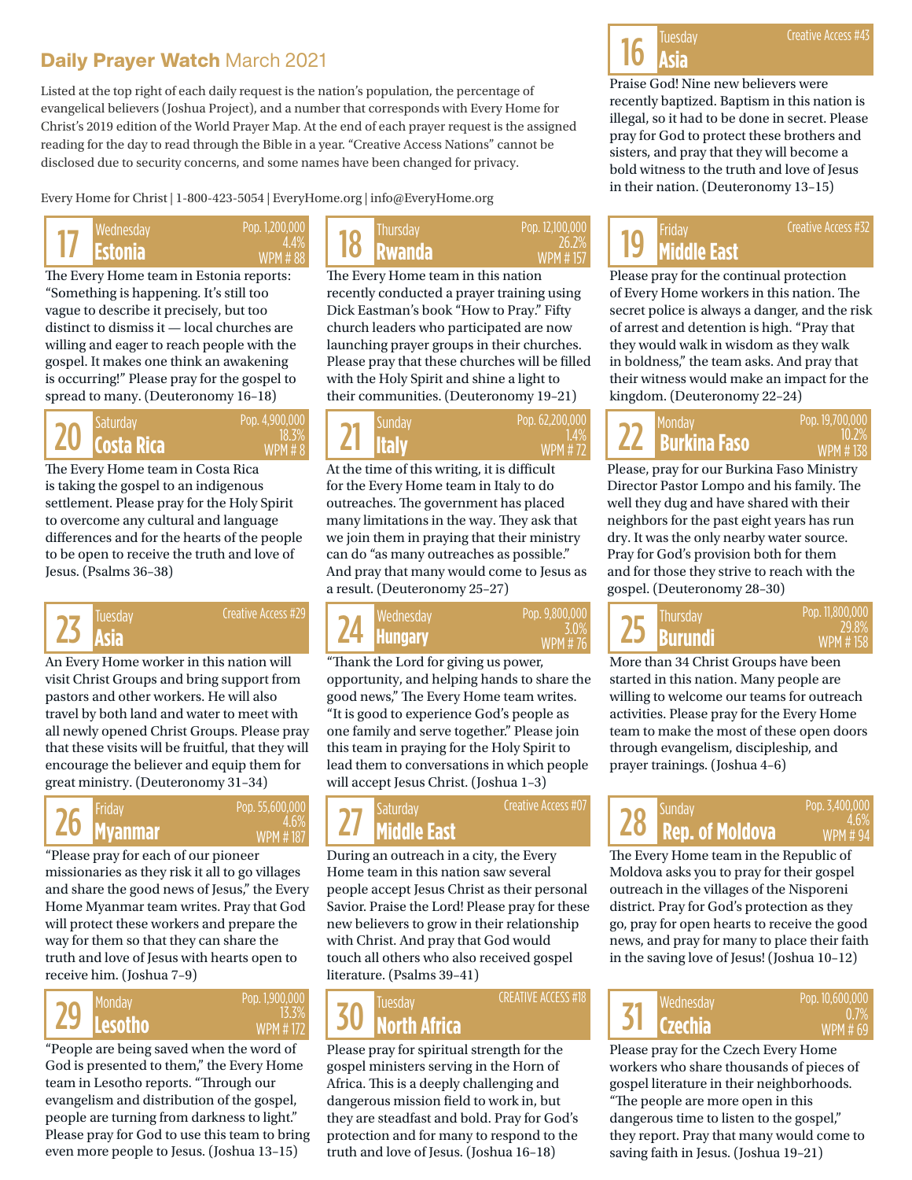## Daily Prayer Watch March 2021

Listed at the top right of each daily request is the nation's population, the percentage of evangelical believers (Joshua Project), and a number that corresponds with Every Home for Christ's 2019 edition of the World Prayer Map. At the end of each prayer request is the assigned reading for the day to read through the Bible in a year. "Creative Access Nations" cannot be disclosed due to security concerns, and some names have been changed for privacy.

Every Home for Christ | 1-800-423-5054 | EveryHome.org | info@EveryHome.org

### 16 Tuesday — Asia
Creative Access #43

Praise God! Nine new believers were recently baptized. Baptism in this nation is illegal, so it had to be done in secret. Please pray for God to protect these brothers and sisters, and pray that they will become a bold witness to the truth and love of Jesus in their nation. (Deuteronomy 13–15)

### 17 Wednesday — Estonia
Pop. 1,200,000
4.4%
WPM # 88

The Every Home team in Estonia reports: "Something is happening. It's still too vague to describe it precisely, but too distinct to dismiss it — local churches are willing and eager to reach people with the gospel. It makes one think an awakening is occurring!" Please pray for the gospel to spread to many. (Deuteronomy 16–18)

### 18 Thursday — Rwanda
Pop. 12,100,000
26.2%
WPM # 157

The Every Home team in this nation recently conducted a prayer training using Dick Eastman's book "How to Pray." Fifty church leaders who participated are now launching prayer groups in their churches. Please pray that these churches will be filled with the Holy Spirit and shine a light to their communities. (Deuteronomy 19–21)

### 19 Friday — Middle East
Creative Access #32

Please pray for the continual protection of Every Home workers in this nation. The secret police is always a danger, and the risk of arrest and detention is high. "Pray that they would walk in wisdom as they walk in boldness," the team asks. And pray that their witness would make an impact for the kingdom. (Deuteronomy 22–24)

### 20 Saturday — Costa Rica
Pop. 4,900,000
18.3%
WPM # 8

The Every Home team in Costa Rica is taking the gospel to an indigenous settlement. Please pray for the Holy Spirit to overcome any cultural and language differences and for the hearts of the people to be open to receive the truth and love of Jesus. (Psalms 36–38)

### 21 Sunday — Italy
Pop. 62,200,000
1.4%
WPM # 72

At the time of this writing, it is difficult for the Every Home team in Italy to do outreaches. The government has placed many limitations in the way. They ask that we join them in praying that their ministry can do "as many outreaches as possible." And pray that many would come to Jesus as a result. (Deuteronomy 25–27)

### 22 Monday — Burkina Faso
Pop. 19,700,000
10.2%
WPM # 138

Please, pray for our Burkina Faso Ministry Director Pastor Lompo and his family. The well they dug and have shared with their neighbors for the past eight years has run dry. It was the only nearby water source. Pray for God's provision both for them and for those they strive to reach with the gospel. (Deuteronomy 28–30)

### 23 Tuesday — Asia
Creative Access #29

An Every Home worker in this nation will visit Christ Groups and bring support from pastors and other workers. He will also travel by both land and water to meet with all newly opened Christ Groups. Please pray that these visits will be fruitful, that they will encourage the believer and equip them for great ministry. (Deuteronomy 31–34)

### 24 Wednesday — Hungary
Pop. 9,800,000
3.0%
WPM # 76

"Thank the Lord for giving us power, opportunity, and helping hands to share the good news," The Every Home team writes. "It is good to experience God's people as one family and serve together." Please join this team in praying for the Holy Spirit to lead them to conversations in which people will accept Jesus Christ. (Joshua 1–3)

### 25 Thursday — Burundi
Pop. 11,800,000
29.8%
WPM # 158

More than 34 Christ Groups have been started in this nation. Many people are willing to welcome our teams for outreach activities. Please pray for the Every Home team to make the most of these open doors through evangelism, discipleship, and prayer trainings. (Joshua 4–6)

### 26 Friday — Myanmar
Pop. 55,600,000
4.6%
WPM # 187

"Please pray for each of our pioneer missionaries as they risk it all to go villages and share the good news of Jesus," the Every Home Myanmar team writes. Pray that God will protect these workers and prepare the way for them so that they can share the truth and love of Jesus with hearts open to receive him. (Joshua 7–9)

### 27 Saturday — Middle East
Creative Access #07

During an outreach in a city, the Every Home team in this nation saw several people accept Jesus Christ as their personal Savior. Praise the Lord! Please pray for these new believers to grow in their relationship with Christ. And pray that God would touch all others who also received gospel literature. (Psalms 39–41)

### 28 Sunday — Rep. of Moldova
Pop. 3,400,000
4.6%
WPM # 94

The Every Home team in the Republic of Moldova asks you to pray for their gospel outreach in the villages of the Nisporeni district. Pray for God's protection as they go, pray for open hearts to receive the good news, and pray for many to place their faith in the saving love of Jesus! (Joshua 10–12)

### 29 Monday — Lesotho
Pop. 1,900,000
13.3%
WPM # 172

"People are being saved when the word of God is presented to them," the Every Home team in Lesotho reports. "Through our evangelism and distribution of the gospel, people are turning from darkness to light." Please pray for God to use this team to bring even more people to Jesus. (Joshua 13–15)

### 30 Tuesday — North Africa
CREATIVE ACCESS #18

Please pray for spiritual strength for the gospel ministers serving in the Horn of Africa. This is a deeply challenging and dangerous mission field to work in, but they are steadfast and bold. Pray for God's protection and for many to respond to the truth and love of Jesus. (Joshua 16–18)

### 31 Wednesday — Czechia
Pop. 10,600,000
0.7%
WPM # 69

Please pray for the Czech Every Home workers who share thousands of pieces of gospel literature in their neighborhoods. "The people are more open in this dangerous time to listen to the gospel," they report. Pray that many would come to saving faith in Jesus. (Joshua 19–21)